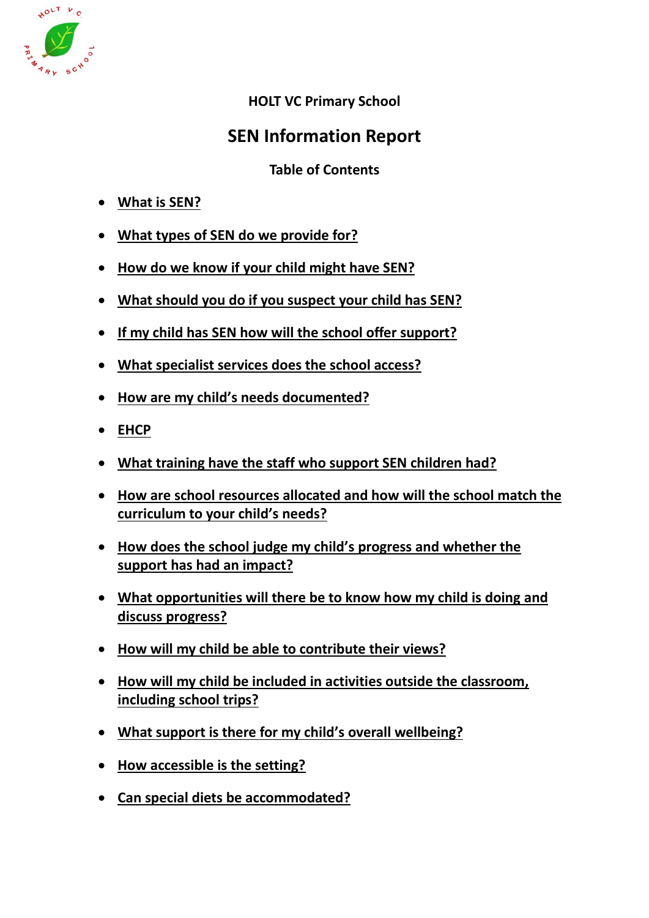HOLT VC Primary School

# SEN Information Report

## Table of Contents

- What is SEN?
- What types of SEN do we provide for?
- How do we know if your child might have SEN?
- What should you do if you suspect your child has SEN?
- If my child has SEN how will the school offer support?
- What specialist services does the school access?
- How are my child's needs documented?
- EHCP
- What training have the staff who support SEN children had?
- How are school resources allocated and how will the school match the curriculum to your child's needs?
- How does the school judge my child's progress and whether the support has had an impact?
- What opportunities will there be to know how my child is doing and discuss progress?
- How will my child be able to contribute their views?
- How will my child be included in activities outside the classroom, including school trips?
- What support is there for my child's overall wellbeing?
- How accessible is the setting?
- Can special diets be accommodated?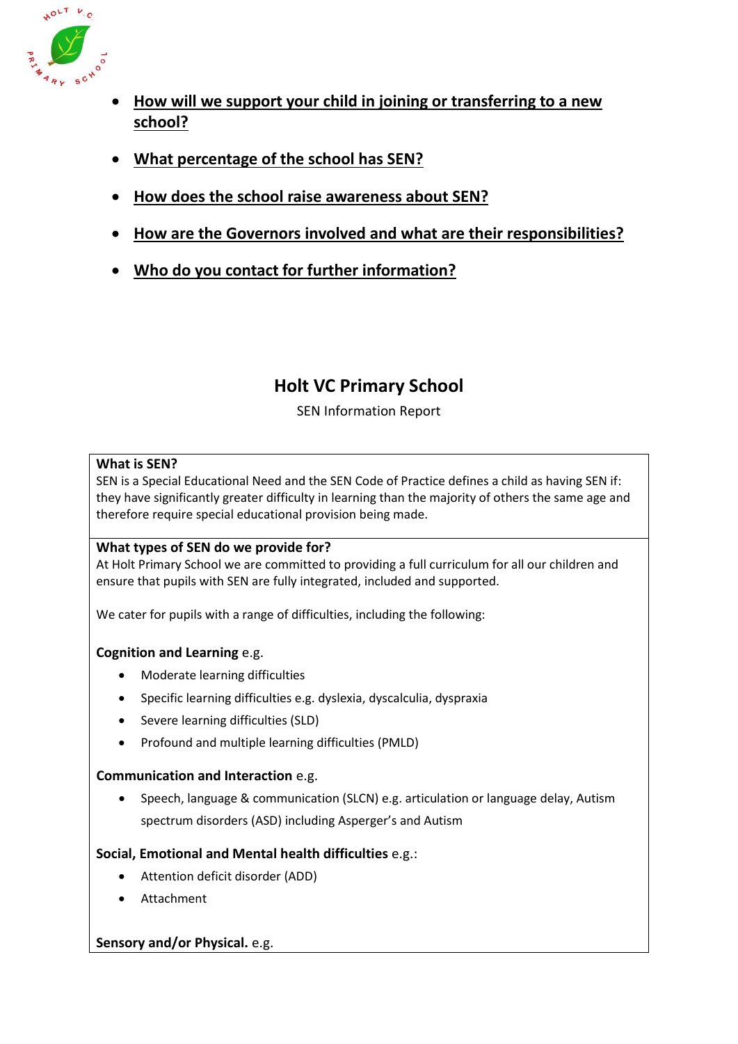- **How will we support your child in joining or transferring to a new school?**
- **What percentage of the school has SEN?**
- **How does the school raise awareness about SEN?**
- **How are the Governors involved and what are their responsibilities?**
- **Who do you contact for further information?**

## Holt VC Primary School

SEN Information Report

**What is SEN?**

SEN is a Special Educational Need and the SEN Code of Practice defines a child as having SEN if: they have significantly greater difficulty in learning than the majority of others the same age and therefore require special educational provision being made.

**What types of SEN do we provide for?**

At Holt Primary School we are committed to providing a full curriculum for all our children and ensure that pupils with SEN are fully integrated, included and supported.

We cater for pupils with a range of difficulties, including the following:

**Cognition and Learning** e.g.

- Moderate learning difficulties
- Specific learning difficulties e.g. dyslexia, dyscalculia, dyspraxia
- Severe learning difficulties (SLD)
- Profound and multiple learning difficulties (PMLD)

**Communication and Interaction** e.g.

- Speech, language & communication (SLCN) e.g. articulation or language delay, Autism spectrum disorders (ASD) including Asperger's and Autism

**Social, Emotional and Mental health difficulties** e.g.:

- Attention deficit disorder (ADD)
- Attachment

**Sensory and/or Physical.** e.g.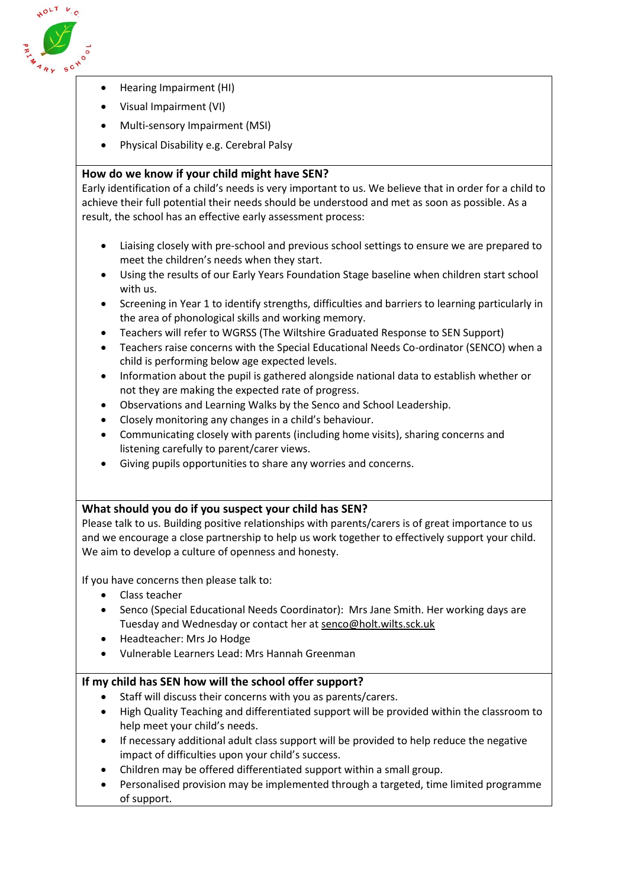- Hearing Impairment (HI)
- Visual Impairment (VI)
- Multi-sensory Impairment (MSI)
- Physical Disability e.g. Cerebral Palsy

**How do we know if your child might have SEN?**

Early identification of a child's needs is very important to us. We believe that in order for a child to achieve their full potential their needs should be understood and met as soon as possible. As a result, the school has an effective early assessment process:

- Liaising closely with pre-school and previous school settings to ensure we are prepared to meet the children's needs when they start.
- Using the results of our Early Years Foundation Stage baseline when children start school with us.
- Screening in Year 1 to identify strengths, difficulties and barriers to learning particularly in the area of phonological skills and working memory.
- Teachers will refer to WGRSS (The Wiltshire Graduated Response to SEN Support)
- Teachers raise concerns with the Special Educational Needs Co-ordinator (SENCO) when a child is performing below age expected levels.
- Information about the pupil is gathered alongside national data to establish whether or not they are making the expected rate of progress.
- Observations and Learning Walks by the Senco and School Leadership.
- Closely monitoring any changes in a child's behaviour.
- Communicating closely with parents (including home visits), sharing concerns and listening carefully to parent/carer views.
- Giving pupils opportunities to share any worries and concerns.

**What should you do if you suspect your child has SEN?**

Please talk to us. Building positive relationships with parents/carers is of great importance to us and we encourage a close partnership to help us work together to effectively support your child. We aim to develop a culture of openness and honesty.

If you have concerns then please talk to:

- Class teacher
- Senco (Special Educational Needs Coordinator): Mrs Jane Smith. Her working days are Tuesday and Wednesday or contact her at senco@holt.wilts.sck.uk
- Headteacher: Mrs Jo Hodge
- Vulnerable Learners Lead: Mrs Hannah Greenman

**If my child has SEN how will the school offer support?**

- Staff will discuss their concerns with you as parents/carers.
- High Quality Teaching and differentiated support will be provided within the classroom to help meet your child's needs.
- If necessary additional adult class support will be provided to help reduce the negative impact of difficulties upon your child's success.
- Children may be offered differentiated support within a small group.
- Personalised provision may be implemented through a targeted, time limited programme of support.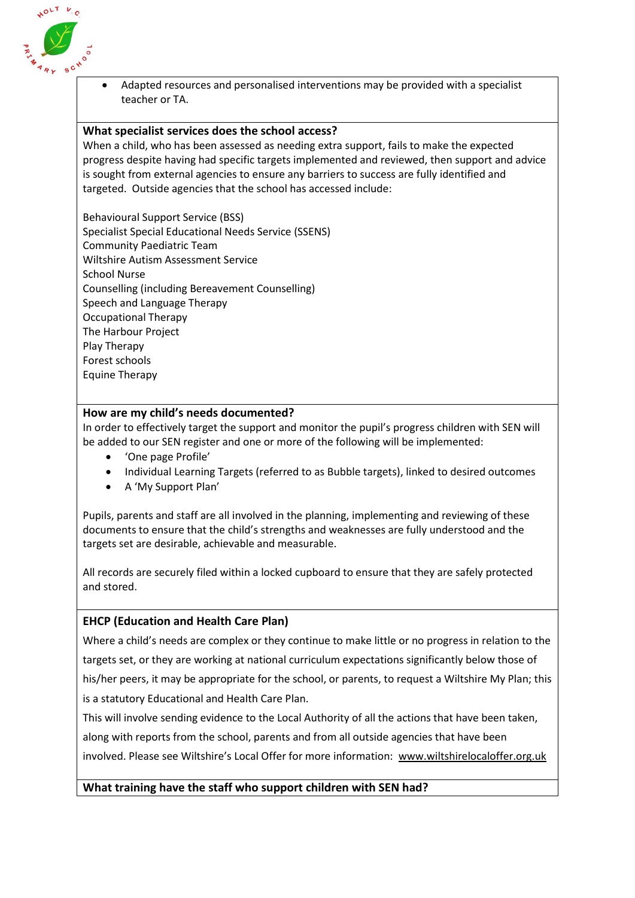- Adapted resources and personalised interventions may be provided with a specialist teacher or TA.

**What specialist services does the school access?**

When a child, who has been assessed as needing extra support, fails to make the expected progress despite having had specific targets implemented and reviewed, then support and advice is sought from external agencies to ensure any barriers to success are fully identified and targeted. Outside agencies that the school has accessed include:

Behavioural Support Service (BSS)
Specialist Special Educational Needs Service (SSENS)
Community Paediatric Team
Wiltshire Autism Assessment Service
School Nurse
Counselling (including Bereavement Counselling)
Speech and Language Therapy
Occupational Therapy
The Harbour Project
Play Therapy
Forest schools
Equine Therapy

**How are my child's needs documented?**

In order to effectively target the support and monitor the pupil's progress children with SEN will be added to our SEN register and one or more of the following will be implemented:

- 'One page Profile'
- Individual Learning Targets (referred to as Bubble targets), linked to desired outcomes
- A 'My Support Plan'

Pupils, parents and staff are all involved in the planning, implementing and reviewing of these documents to ensure that the child's strengths and weaknesses are fully understood and the targets set are desirable, achievable and measurable.

All records are securely filed within a locked cupboard to ensure that they are safely protected and stored.

**EHCP (Education and Health Care Plan)**

Where a child's needs are complex or they continue to make little or no progress in relation to the targets set, or they are working at national curriculum expectations significantly below those of his/her peers, it may be appropriate for the school, or parents, to request a Wiltshire My Plan; this is a statutory Educational and Health Care Plan.

This will involve sending evidence to the Local Authority of all the actions that have been taken, along with reports from the school, parents and from all outside agencies that have been involved. Please see Wiltshire's Local Offer for more information: www.wiltshirelocaloffer.org.uk

**What training have the staff who support children with SEN had?**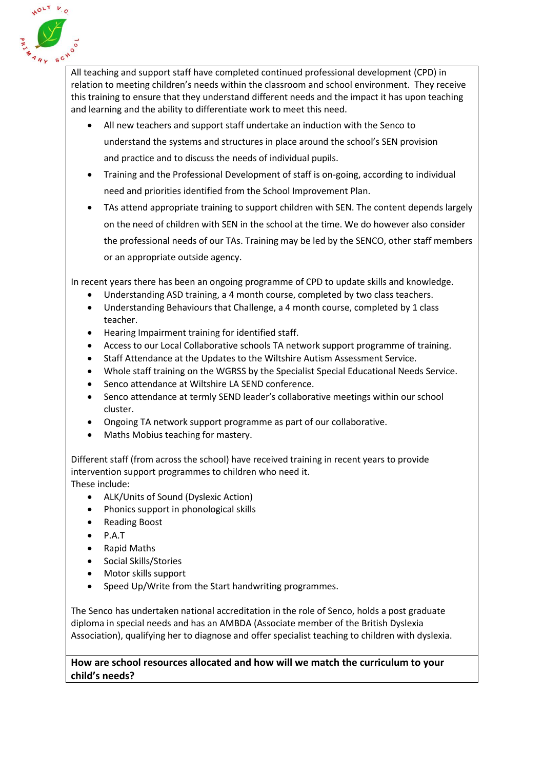All teaching and support staff have completed continued professional development (CPD) in relation to meeting children's needs within the classroom and school environment. They receive this training to ensure that they understand different needs and the impact it has upon teaching and learning and the ability to differentiate work to meet this need.

- All new teachers and support staff undertake an induction with the Senco to understand the systems and structures in place around the school's SEN provision and practice and to discuss the needs of individual pupils.
- Training and the Professional Development of staff is on-going, according to individual need and priorities identified from the School Improvement Plan.
- TAs attend appropriate training to support children with SEN. The content depends largely on the need of children with SEN in the school at the time. We do however also consider the professional needs of our TAs. Training may be led by the SENCO, other staff members or an appropriate outside agency.

In recent years there has been an ongoing programme of CPD to update skills and knowledge.

- Understanding ASD training, a 4 month course, completed by two class teachers.
- Understanding Behaviours that Challenge, a 4 month course, completed by 1 class teacher.
- Hearing Impairment training for identified staff.
- Access to our Local Collaborative schools TA network support programme of training.
- Staff Attendance at the Updates to the Wiltshire Autism Assessment Service.
- Whole staff training on the WGRSS by the Specialist Special Educational Needs Service.
- Senco attendance at Wiltshire LA SEND conference.
- Senco attendance at termly SEND leader's collaborative meetings within our school cluster.
- Ongoing TA network support programme as part of our collaborative.
- Maths Mobius teaching for mastery.

Different staff (from across the school) have received training in recent years to provide intervention support programmes to children who need it.
These include:

- ALK/Units of Sound (Dyslexic Action)
- Phonics support in phonological skills
- Reading Boost
- P.A.T
- Rapid Maths
- Social Skills/Stories
- Motor skills support
- Speed Up/Write from the Start handwriting programmes.

The Senco has undertaken national accreditation in the role of Senco, holds a post graduate diploma in special needs and has an AMBDA (Associate member of the British Dyslexia Association), qualifying her to diagnose and offer specialist teaching to children with dyslexia.

**How are school resources allocated and how will we match the curriculum to your child's needs?**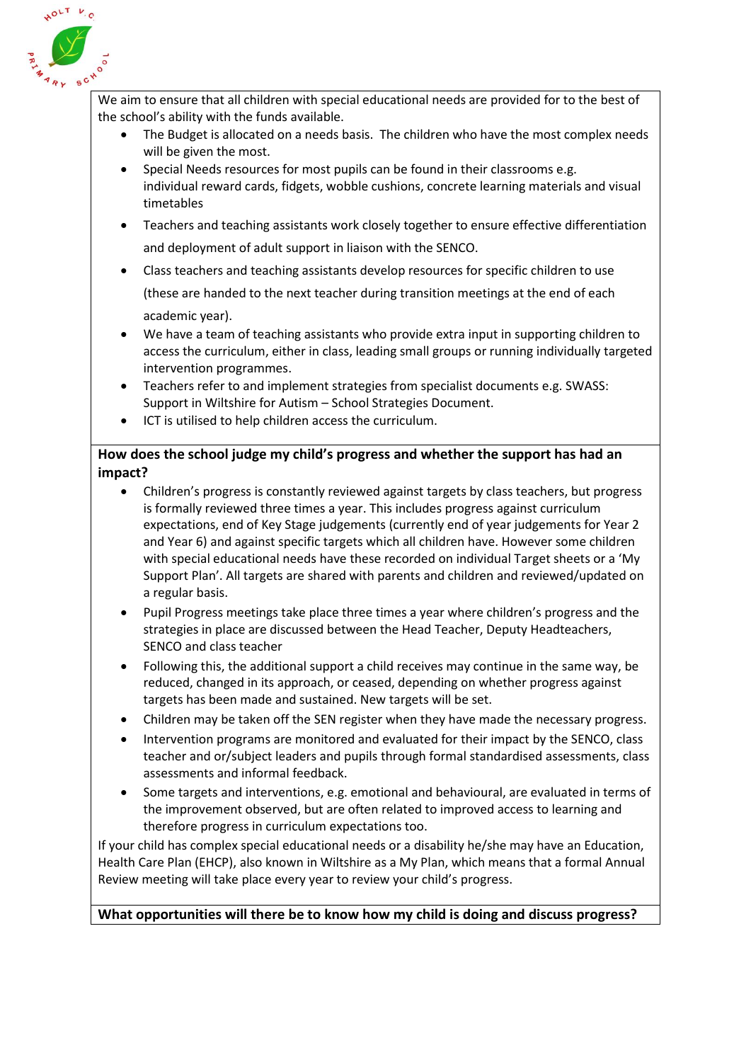We aim to ensure that all children with special educational needs are provided for to the best of the school's ability with the funds available.

- The Budget is allocated on a needs basis. The children who have the most complex needs will be given the most.
- Special Needs resources for most pupils can be found in their classrooms e.g. individual reward cards, fidgets, wobble cushions, concrete learning materials and visual timetables
- Teachers and teaching assistants work closely together to ensure effective differentiation and deployment of adult support in liaison with the SENCO.
- Class teachers and teaching assistants develop resources for specific children to use (these are handed to the next teacher during transition meetings at the end of each academic year).
- We have a team of teaching assistants who provide extra input in supporting children to access the curriculum, either in class, leading small groups or running individually targeted intervention programmes.
- Teachers refer to and implement strategies from specialist documents e.g. SWASS: Support in Wiltshire for Autism – School Strategies Document.
- ICT is utilised to help children access the curriculum.

**How does the school judge my child's progress and whether the support has had an impact?**

- Children's progress is constantly reviewed against targets by class teachers, but progress is formally reviewed three times a year. This includes progress against curriculum expectations, end of Key Stage judgements (currently end of year judgements for Year 2 and Year 6) and against specific targets which all children have. However some children with special educational needs have these recorded on individual Target sheets or a 'My Support Plan'. All targets are shared with parents and children and reviewed/updated on a regular basis.
- Pupil Progress meetings take place three times a year where children's progress and the strategies in place are discussed between the Head Teacher, Deputy Headteachers, SENCO and class teacher
- Following this, the additional support a child receives may continue in the same way, be reduced, changed in its approach, or ceased, depending on whether progress against targets has been made and sustained. New targets will be set.
- Children may be taken off the SEN register when they have made the necessary progress.
- Intervention programs are monitored and evaluated for their impact by the SENCO, class teacher and or/subject leaders and pupils through formal standardised assessments, class assessments and informal feedback.
- Some targets and interventions, e.g. emotional and behavioural, are evaluated in terms of the improvement observed, but are often related to improved access to learning and therefore progress in curriculum expectations too.

If your child has complex special educational needs or a disability he/she may have an Education, Health Care Plan (EHCP), also known in Wiltshire as a My Plan, which means that a formal Annual Review meeting will take place every year to review your child's progress.

**What opportunities will there be to know how my child is doing and discuss progress?**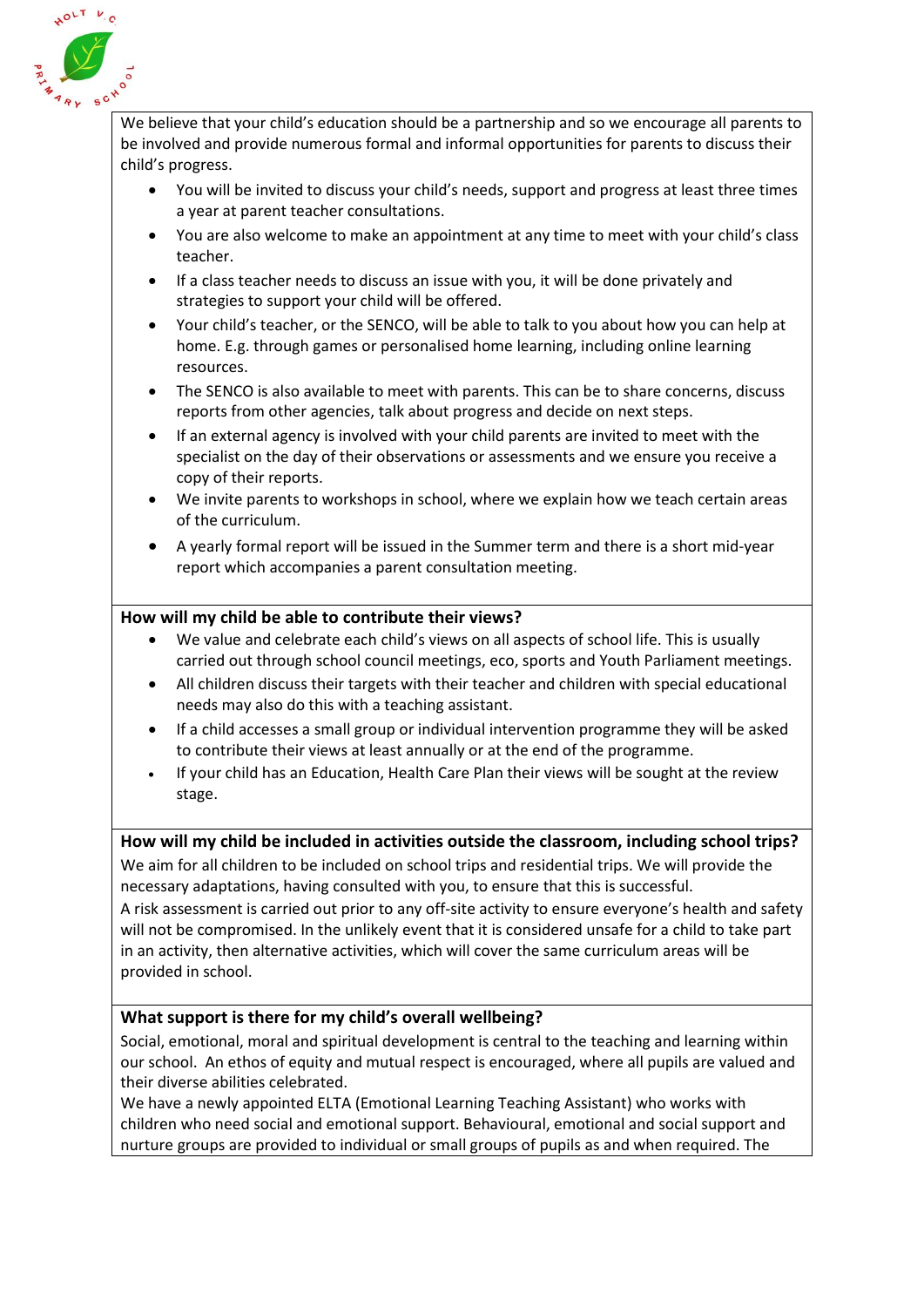We believe that your child's education should be a partnership and so we encourage all parents to be involved and provide numerous formal and informal opportunities for parents to discuss their child's progress.

- You will be invited to discuss your child's needs, support and progress at least three times a year at parent teacher consultations.
- You are also welcome to make an appointment at any time to meet with your child's class teacher.
- If a class teacher needs to discuss an issue with you, it will be done privately and strategies to support your child will be offered.
- Your child's teacher, or the SENCO, will be able to talk to you about how you can help at home. E.g. through games or personalised home learning, including online learning resources.
- The SENCO is also available to meet with parents. This can be to share concerns, discuss reports from other agencies, talk about progress and decide on next steps.
- If an external agency is involved with your child parents are invited to meet with the specialist on the day of their observations or assessments and we ensure you receive a copy of their reports.
- We invite parents to workshops in school, where we explain how we teach certain areas of the curriculum.
- A yearly formal report will be issued in the Summer term and there is a short mid-year report which accompanies a parent consultation meeting.

**How will my child be able to contribute their views?**

- We value and celebrate each child's views on all aspects of school life. This is usually carried out through school council meetings, eco, sports and Youth Parliament meetings.
- All children discuss their targets with their teacher and children with special educational needs may also do this with a teaching assistant.
- If a child accesses a small group or individual intervention programme they will be asked to contribute their views at least annually or at the end of the programme.
- If your child has an Education, Health Care Plan their views will be sought at the review stage.

**How will my child be included in activities outside the classroom, including school trips?**

We aim for all children to be included on school trips and residential trips. We will provide the necessary adaptations, having consulted with you, to ensure that this is successful.
A risk assessment is carried out prior to any off-site activity to ensure everyone's health and safety will not be compromised. In the unlikely event that it is considered unsafe for a child to take part in an activity, then alternative activities, which will cover the same curriculum areas will be provided in school.

**What support is there for my child's overall wellbeing?**

Social, emotional, moral and spiritual development is central to the teaching and learning within our school. An ethos of equity and mutual respect is encouraged, where all pupils are valued and their diverse abilities celebrated.
We have a newly appointed ELTA (Emotional Learning Teaching Assistant) who works with children who need social and emotional support. Behavioural, emotional and social support and nurture groups are provided to individual or small groups of pupils as and when required. The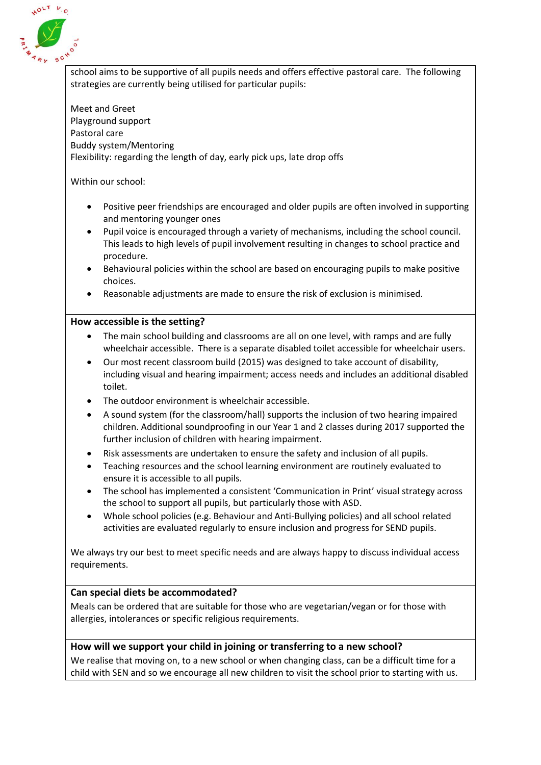school aims to be supportive of all pupils needs and offers effective pastoral care. The following strategies are currently being utilised for particular pupils:

Meet and Greet
Playground support
Pastoral care
Buddy system/Mentoring
Flexibility: regarding the length of day, early pick ups, late drop offs

Within our school:

- Positive peer friendships are encouraged and older pupils are often involved in supporting and mentoring younger ones
- Pupil voice is encouraged through a variety of mechanisms, including the school council. This leads to high levels of pupil involvement resulting in changes to school practice and procedure.
- Behavioural policies within the school are based on encouraging pupils to make positive choices.
- Reasonable adjustments are made to ensure the risk of exclusion is minimised.

**How accessible is the setting?**

- The main school building and classrooms are all on one level, with ramps and are fully wheelchair accessible. There is a separate disabled toilet accessible for wheelchair users.
- Our most recent classroom build (2015) was designed to take account of disability, including visual and hearing impairment; access needs and includes an additional disabled toilet.
- The outdoor environment is wheelchair accessible.
- A sound system (for the classroom/hall) supports the inclusion of two hearing impaired children. Additional soundproofing in our Year 1 and 2 classes during 2017 supported the further inclusion of children with hearing impairment.
- Risk assessments are undertaken to ensure the safety and inclusion of all pupils.
- Teaching resources and the school learning environment are routinely evaluated to ensure it is accessible to all pupils.
- The school has implemented a consistent 'Communication in Print' visual strategy across the school to support all pupils, but particularly those with ASD.
- Whole school policies (e.g. Behaviour and Anti-Bullying policies) and all school related activities are evaluated regularly to ensure inclusion and progress for SEND pupils.

We always try our best to meet specific needs and are always happy to discuss individual access requirements.

**Can special diets be accommodated?**

Meals can be ordered that are suitable for those who are vegetarian/vegan or for those with allergies, intolerances or specific religious requirements.

**How will we support your child in joining or transferring to a new school?**

We realise that moving on, to a new school or when changing class, can be a difficult time for a child with SEN and so we encourage all new children to visit the school prior to starting with us.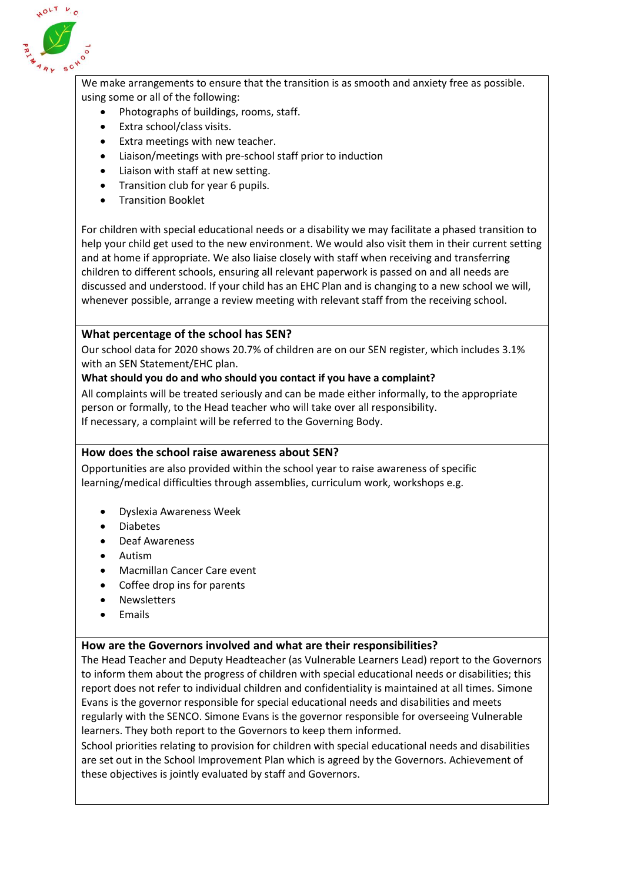We make arrangements to ensure that the transition is as smooth and anxiety free as possible. using some or all of the following:

- Photographs of buildings, rooms, staff.
- Extra school/class visits.
- Extra meetings with new teacher.
- Liaison/meetings with pre-school staff prior to induction
- Liaison with staff at new setting.
- Transition club for year 6 pupils.
- Transition Booklet

For children with special educational needs or a disability we may facilitate a phased transition to help your child get used to the new environment. We would also visit them in their current setting and at home if appropriate. We also liaise closely with staff when receiving and transferring children to different schools, ensuring all relevant paperwork is passed on and all needs are discussed and understood. If your child has an EHC Plan and is changing to a new school we will, whenever possible, arrange a review meeting with relevant staff from the receiving school.

### What percentage of the school has SEN?

Our school data for 2020 shows 20.7% of children are on our SEN register, which includes 3.1% with an SEN Statement/EHC plan.

### What should you do and who should you contact if you have a complaint?

All complaints will be treated seriously and can be made either informally, to the appropriate person or formally, to the Head teacher who will take over all responsibility.
If necessary, a complaint will be referred to the Governing Body.

### How does the school raise awareness about SEN?

Opportunities are also provided within the school year to raise awareness of specific learning/medical difficulties through assemblies, curriculum work, workshops e.g.

- Dyslexia Awareness Week
- Diabetes
- Deaf Awareness
- Autism
- Macmillan Cancer Care event
- Coffee drop ins for parents
- Newsletters
- Emails

### How are the Governors involved and what are their responsibilities?

The Head Teacher and Deputy Headteacher (as Vulnerable Learners Lead) report to the Governors to inform them about the progress of children with special educational needs or disabilities; this report does not refer to individual children and confidentiality is maintained at all times. Simone Evans is the governor responsible for special educational needs and disabilities and meets regularly with the SENCO. Simone Evans is the governor responsible for overseeing Vulnerable learners. They both report to the Governors to keep them informed.
School priorities relating to provision for children with special educational needs and disabilities are set out in the School Improvement Plan which is agreed by the Governors. Achievement of these objectives is jointly evaluated by staff and Governors.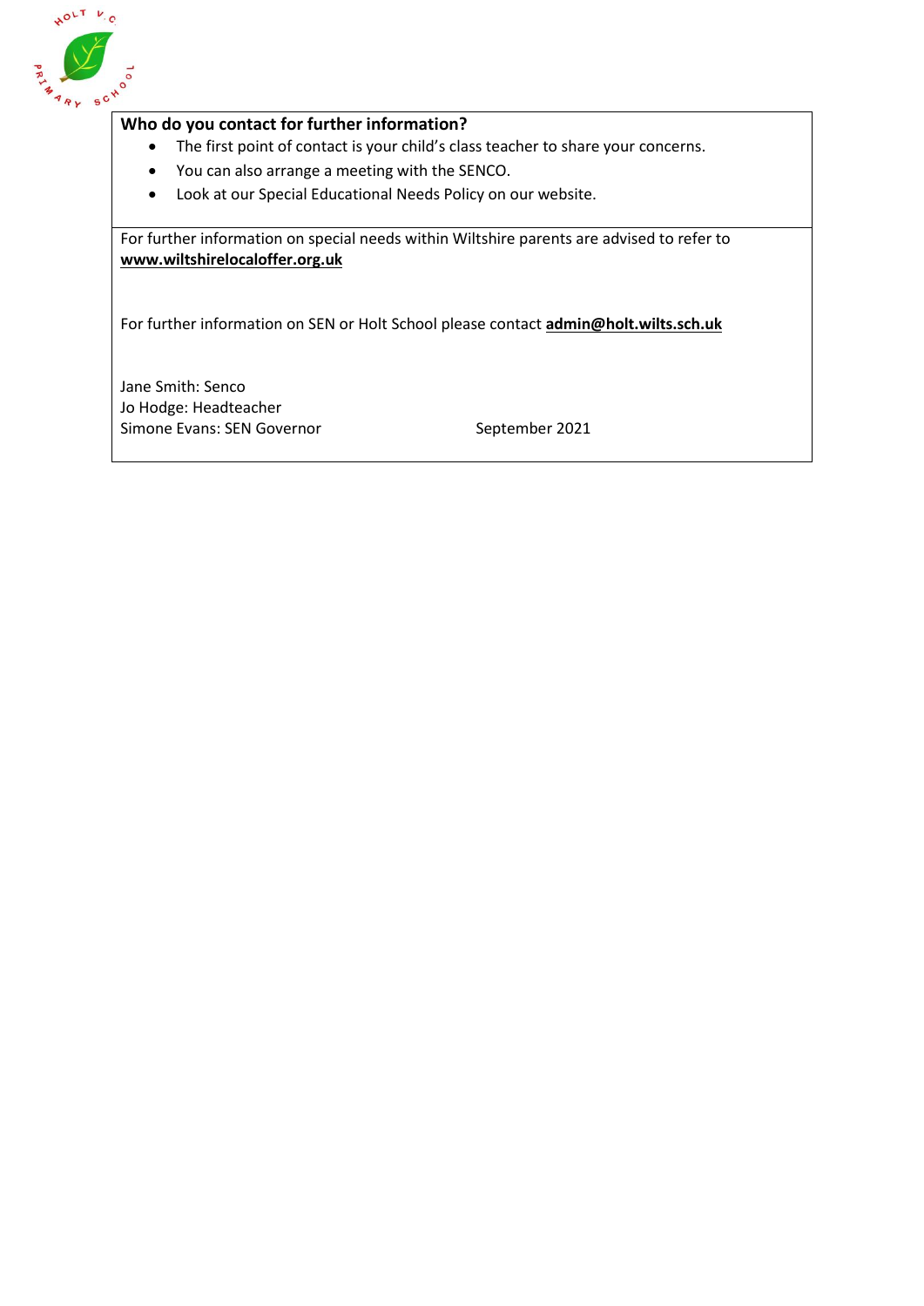**Who do you contact for further information?**

- The first point of contact is your child's class teacher to share your concerns.
- You can also arrange a meeting with the SENCO.
- Look at our Special Educational Needs Policy on our website.

For further information on special needs within Wiltshire parents are advised to refer to **www.wiltshirelocaloffer.org.uk**

For further information on SEN or Holt School please contact **admin@holt.wilts.sch.uk**

Jane Smith: Senco
Jo Hodge: Headteacher
Simone Evans: SEN Governor

September 2021